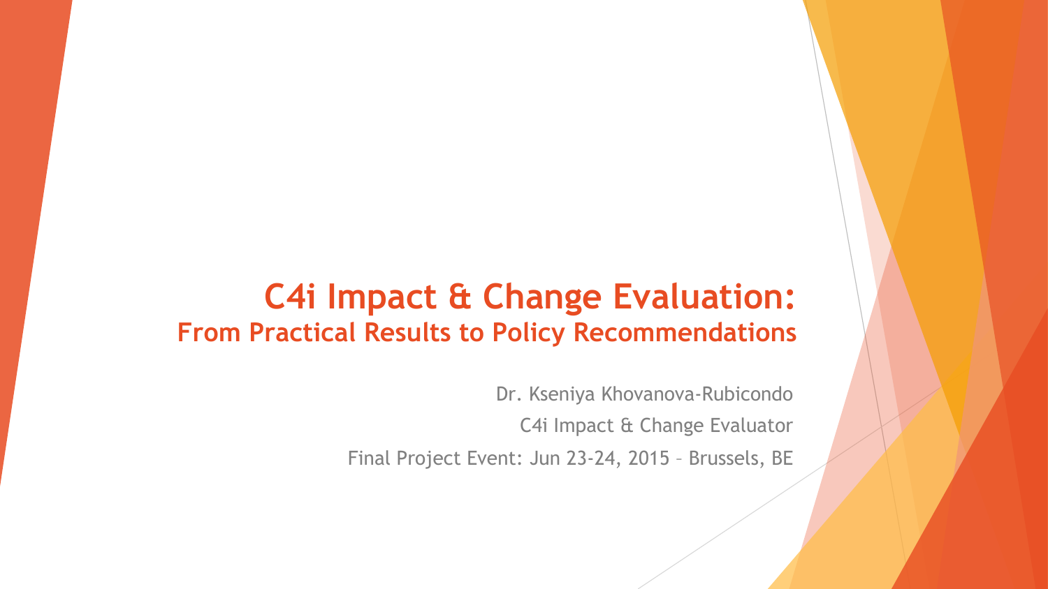# C4i Impact & Change Evaluation:

## From Practical Results to Policy Recommendations

Dr. Kseniya Khovanova-Rubicondo

C4i Impact & Change Evaluator

Final Project Event: Jun 23-24, 2015 – Brussels, BE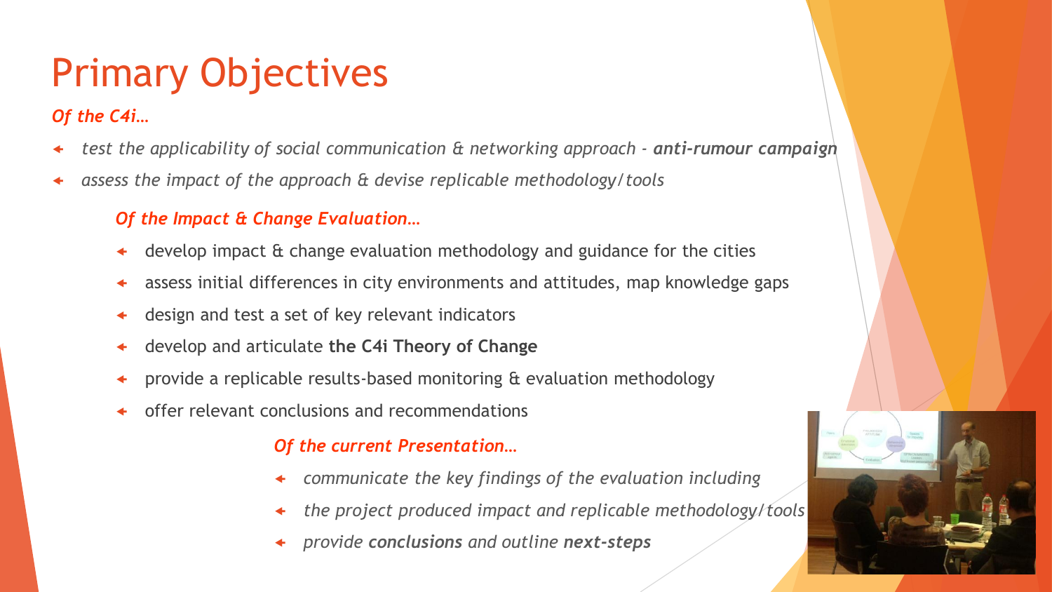# Primary Objectives

***Of the C4i…***

- *test the applicability of social communication & networking approach - **anti-rumour campaign***
- *assess the impact of the approach & devise replicable methodology/tools*

***Of the Impact & Change Evaluation…***

- develop impact & change evaluation methodology and guidance for the cities
- assess initial differences in city environments and attitudes, map knowledge gaps
- design and test a set of key relevant indicators
- develop and articulate **the C4i Theory of Change**
- provide a replicable results-based monitoring & evaluation methodology
- offer relevant conclusions and recommendations

***Of the current Presentation…***

- *communicate the key findings of the evaluation including*
- *the project produced impact and replicable methodology/tools*
- *provide **conclusions** and outline **next-steps***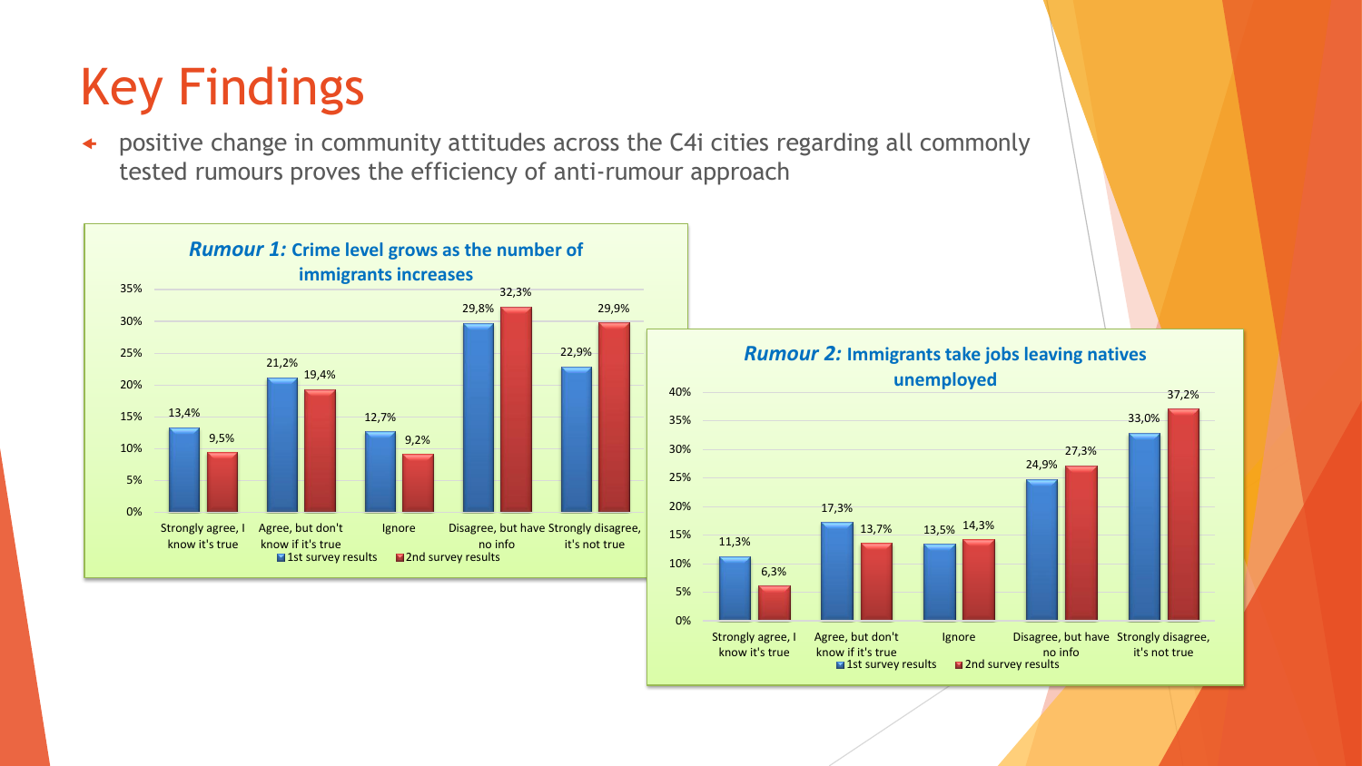# Key Findings

- positive change in community attitudes across the C4i cities regarding all commonly tested rumours proves the efficiency of anti-rumour approach

***Rumour 1:*** **Crime level grows as the number of immigrants increases**

| | 1st survey results | 2nd survey results |
|---|---|---|
| Strongly agree, I know it's true | 13,4% | 9,5% |
| Agree, but don't know if it's true | 21,2% | 19,4% |
| Ignore | 12,7% | 9,2% |
| Disagree, but have no info | 29,8% | 32,3% |
| Strongly disagree, it's not true | 22,9% | 29,9% |

***Rumour 2:*** **Immigrants take jobs leaving natives unemployed**

| | 1st survey results | 2nd survey results |
|---|---|---|
| Strongly agree, I know it's true | 11,3% | 6,3% |
| Agree, but don't know if it's true | 17,3% | 13,7% |
| Ignore | 13,5% | 14,3% |
| Disagree, but have no info | 24,9% | 27,3% |
| Strongly disagree, it's not true | 33,0% | 37,2% |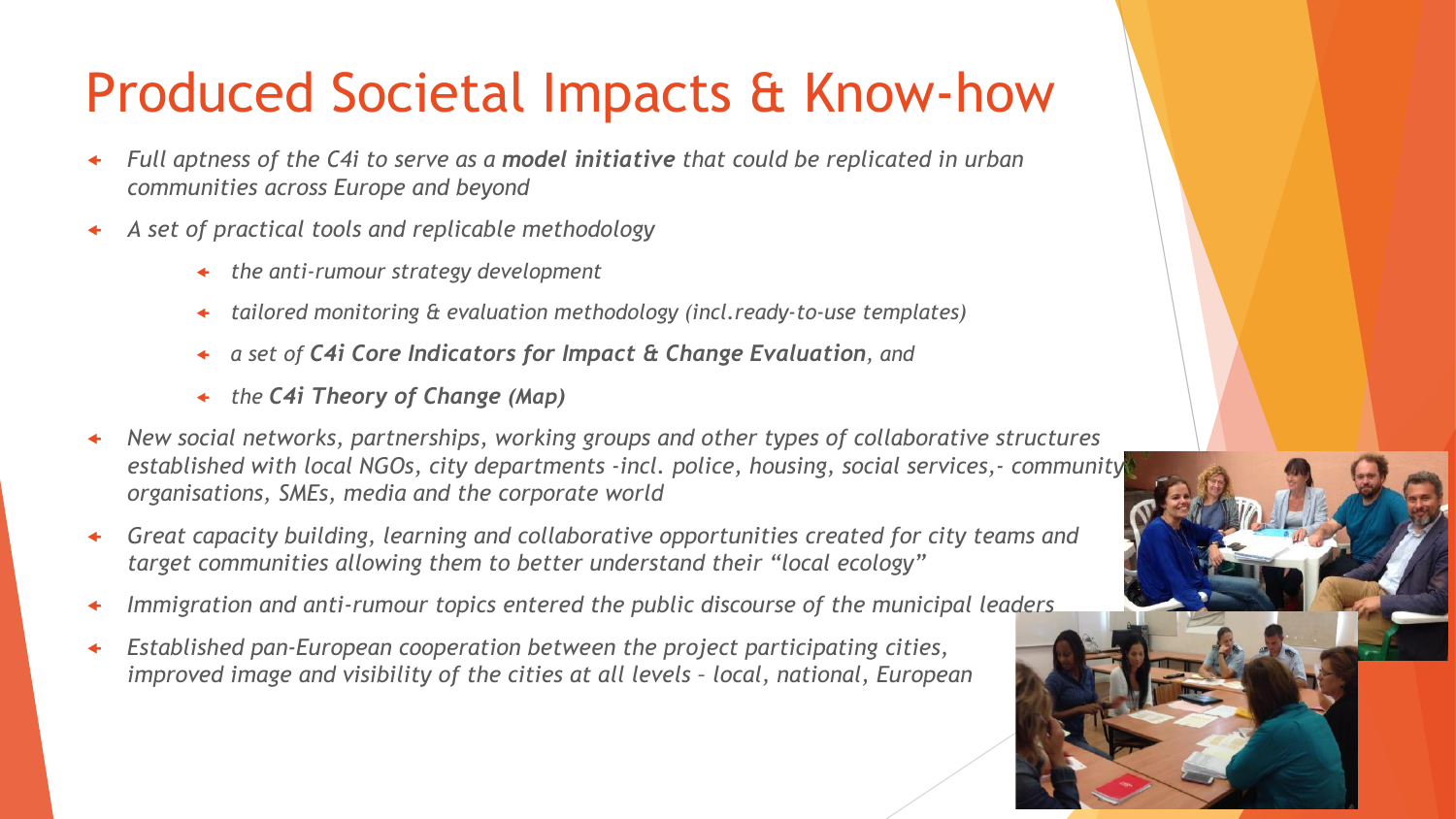# Produced Societal Impacts & Know-how

- *Full aptness of the C4i to serve as a **model initiative** that could be replicated in urban communities across Europe and beyond*
- *A set of practical tools and replicable methodology*
    - *the anti-rumour strategy development*
    - *tailored monitoring & evaluation methodology (incl.ready-to-use templates)*
    - *a set of **C4i Core Indicators for Impact & Change Evaluation**, and*
    - *the **C4i Theory of Change (Map)***
- *New social networks, partnerships, working groups and other types of collaborative structures established with local NGOs, city departments -incl. police, housing, social services,- community organisations, SMEs, media and the corporate world*
- *Great capacity building, learning and collaborative opportunities created for city teams and target communities allowing them to better understand their "local ecology"*
- *Immigration and anti-rumour topics entered the public discourse of the municipal leaders*
- *Established pan-European cooperation between the project participating cities, improved image and visibility of the cities at all levels – local, national, European*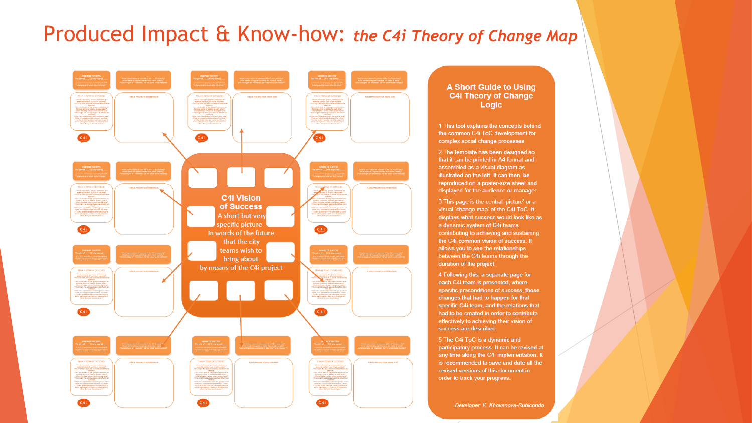# Produced Impact & Know-how: *the C4i Theory of Change Map*

C4i Vision of Success

A short but very specific picture in words of the future that the city teams wish to bring about by means of the C4i project

## A Short Guide to Using C4i Theory of Change Logic

1 This tool explains the concepts behind the common C4i ToC development for complex social change processes.

2 The template has been designed so that it can be printed in A4 format and assembled as a visual diagram as illustrated on the left. It can then be reproduced on a poster-size sheet and displayed for the audience or manager.

3 This page is the central 'picture' or a visual 'change map' of the C4i ToC. It displays what success would look like as a dynamic system of C4i teams contributing to achieving and sustaining the C4i common vision of success. It allows you to see the relationships between the C4i teams through the duration of the project.

4 Following this, a separate page for each C4i team is presented, where specific preconditions of success, those changes that had to happen for that specific C4i team, and the relations that had to be created in order to contribute effectively to achieving their vision of success are described.

5 The C4i ToC is a dynamic and participatory process. It can be revised at any time along the C4i implementation. It is recommended to save and date all the revised versions of this document in order to track your progress.

*Developer: K. Khovanova-Rubicondo*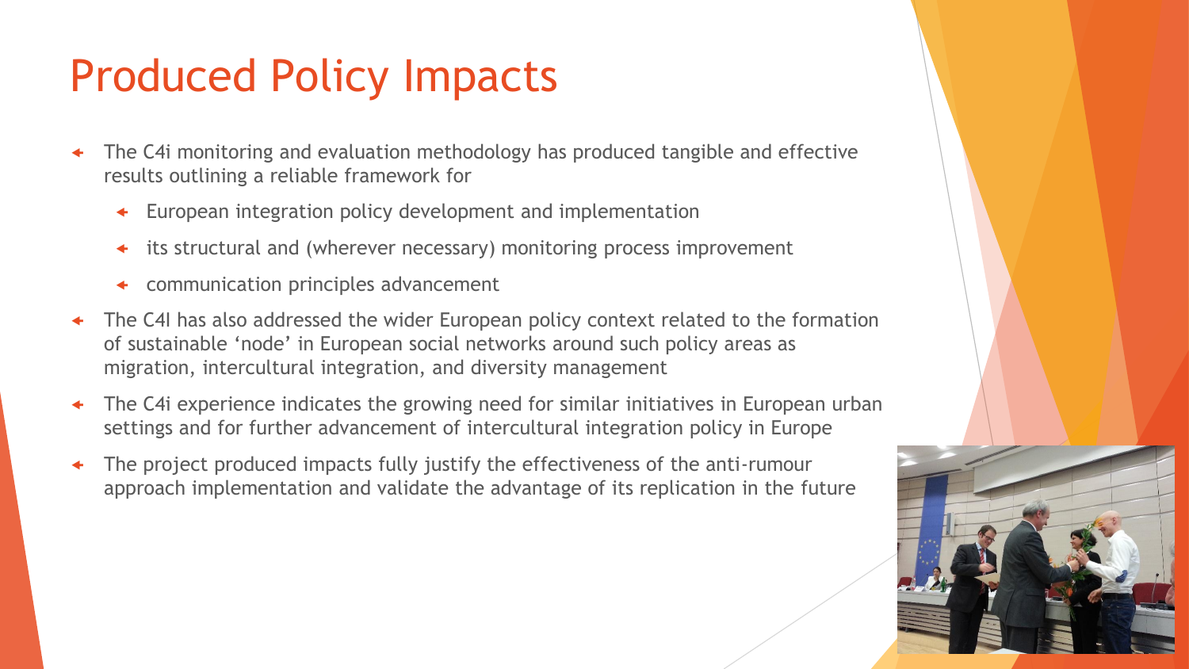# Produced Policy Impacts

- The C4i monitoring and evaluation methodology has produced tangible and effective results outlining a reliable framework for
  - European integration policy development and implementation
  - its structural and (wherever necessary) monitoring process improvement
  - communication principles advancement
- The C4I has also addressed the wider European policy context related to the formation of sustainable 'node' in European social networks around such policy areas as migration, intercultural integration, and diversity management
- The C4i experience indicates the growing need for similar initiatives in European urban settings and for further advancement of intercultural integration policy in Europe
- The project produced impacts fully justify the effectiveness of the anti-rumour approach implementation and validate the advantage of its replication in the future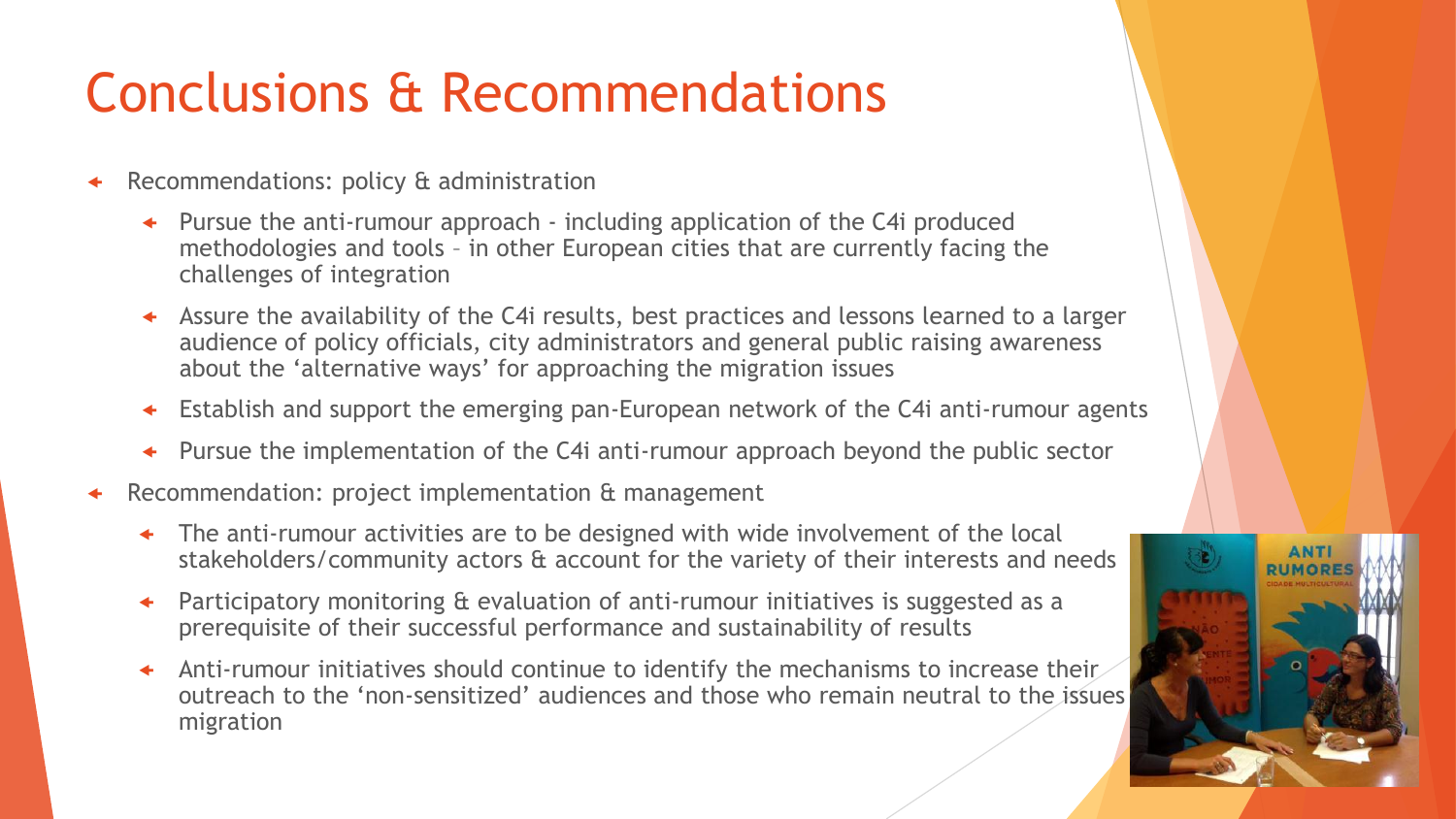# Conclusions & Recommendations

- Recommendations: policy & administration
  - Pursue the anti-rumour approach - including application of the C4i produced methodologies and tools – in other European cities that are currently facing the challenges of integration
  - Assure the availability of the C4i results, best practices and lessons learned to a larger audience of policy officials, city administrators and general public raising awareness about the 'alternative ways' for approaching the migration issues
  - Establish and support the emerging pan-European network of the C4i anti-rumour agents
  - Pursue the implementation of the C4i anti-rumour approach beyond the public sector
- Recommendation: project implementation & management
  - The anti-rumour activities are to be designed with wide involvement of the local stakeholders/community actors & account for the variety of their interests and needs
  - Participatory monitoring & evaluation of anti-rumour initiatives is suggested as a prerequisite of their successful performance and sustainability of results
  - Anti-rumour initiatives should continue to identify the mechanisms to increase their outreach to the 'non-sensitized' audiences and those who remain neutral to the issues migration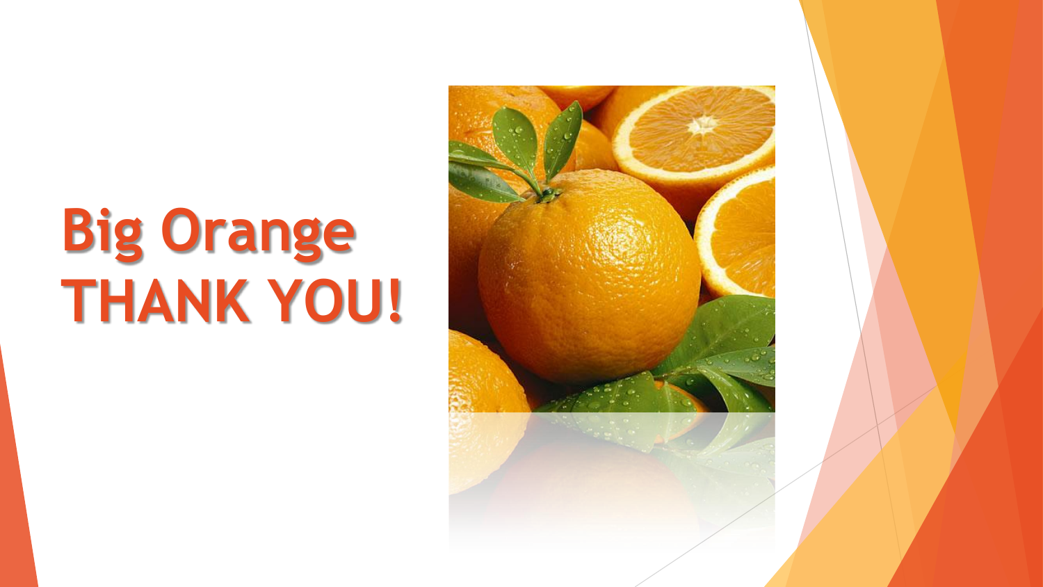# Big Orange THANK YOU!